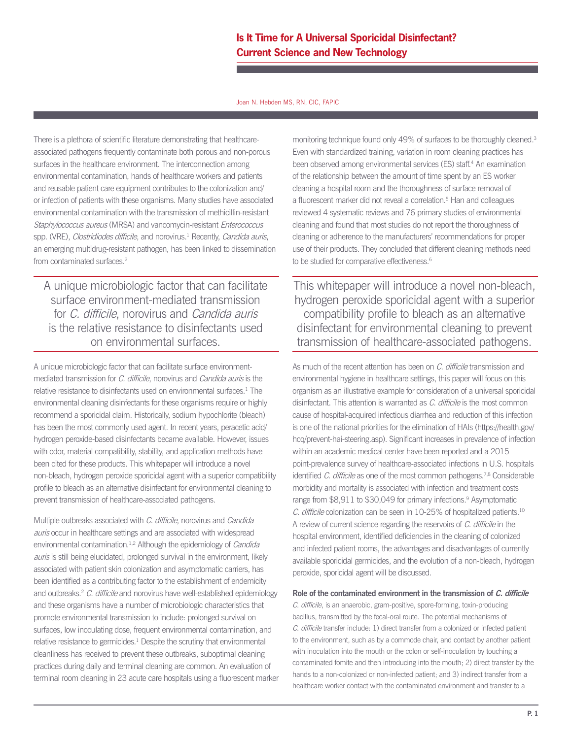# Is It Time for A Universal Sporicidal Disinfectant? Current Science and New Technology

Joan N. Hebden MS, RN, CIC, FAPIC

There is a plethora of scientific literature demonstrating that healthcare-associated pathogens frequently contaminate both porous and non-porous surfaces in the healthcare environment. The interconnection among environmental contamination, hands of healthcare workers and patients and reusable patient care equipment contributes to the colonization and/or infection of patients with these organisms. Many studies have associated environmental contamination with the transmission of methicillin-resistant *Staphylococcus aureus* (MRSA) and vancomycin-resistant *Enterococcus* spp. (VRE), *Clostridiodes difficile*, and norovirus.[1] Recently, *Candida auris*, an emerging multidrug-resistant pathogen, has been linked to dissemination from contaminated surfaces.[2]

> A unique microbiologic factor that can facilitate surface environment-mediated transmission for *C. difficile*, norovirus and *Candida auris* is the relative resistance to disinfectants used on environmental surfaces.

A unique microbiologic factor that can facilitate surface environment-mediated transmission for *C. difficile*, norovirus and *Candida auris* is the relative resistance to disinfectants used on environmental surfaces.[1] The environmental cleaning disinfectants for these organisms require or highly recommend a sporicidal claim. Historically, sodium hypochlorite (bleach) has been the most commonly used agent. In recent years, peracetic acid/hydrogen peroxide-based disinfectants became available. However, issues with odor, material compatibility, stability, and application methods have been cited for these products. This whitepaper will introduce a novel non-bleach, hydrogen peroxide sporicidal agent with a superior compatibility profile to bleach as an alternative disinfectant for environmental cleaning to prevent transmission of healthcare-associated pathogens.

Multiple outbreaks associated with *C. difficile*, norovirus and *Candida auris* occur in healthcare settings and are associated with widespread environmental contamination.[1,2] Although the epidemiology of *Candida auris* is still being elucidated, prolonged survival in the environment, likely associated with patient skin colonization and asymptomatic carriers, has been identified as a contributing factor to the establishment of endemicity and outbreaks.[2] *C. difficile* and norovirus have well-established epidemiology and these organisms have a number of microbiologic characteristics that promote environmental transmission to include: prolonged survival on surfaces, low inoculating dose, frequent environmental contamination, and relative resistance to germicides.[1] Despite the scrutiny that environmental cleanliness has received to prevent these outbreaks, suboptimal cleaning practices during daily and terminal cleaning are common. An evaluation of terminal room cleaning in 23 acute care hospitals using a fluorescent marker monitoring technique found only 49% of surfaces to be thoroughly cleaned.[3] Even with standardized training, variation in room cleaning practices has been observed among environmental services (ES) staff.[4] An examination of the relationship between the amount of time spent by an ES worker cleaning a hospital room and the thoroughness of surface removal of a fluorescent marker did not reveal a correlation.[5] Han and colleagues reviewed 4 systematic reviews and 76 primary studies of environmental cleaning and found that most studies do not report the thoroughness of cleaning or adherence to the manufacturers' recommendations for proper use of their products. They concluded that different cleaning methods need to be studied for comparative effectiveness.[6]

> This whitepaper will introduce a novel non-bleach, hydrogen peroxide sporicidal agent with a superior compatibility profile to bleach as an alternative disinfectant for environmental cleaning to prevent transmission of healthcare-associated pathogens.

As much of the recent attention has been on *C. difficile* transmission and environmental hygiene in healthcare settings, this paper will focus on this organism as an illustrative example for consideration of a universal sporicidal disinfectant. This attention is warranted as *C. difficile* is the most common cause of hospital-acquired infectious diarrhea and reduction of this infection is one of the national priorities for the elimination of HAIs (https://health.gov/hcq/prevent-hai-steering.asp). Significant increases in prevalence of infection within an academic medical center have been reported and a 2015 point-prevalence survey of healthcare-associated infections in U.S. hospitals identified *C. difficile* as one of the most common pathogens.[7,8] Considerable morbidity and mortality is associated with infection and treatment costs range from $8,911 to $30,049 for primary infections.[9] Asymptomatic *C. difficile* colonization can be seen in 10-25% of hospitalized patients.[10] A review of current science regarding the reservoirs of *C. difficile* in the hospital environment, identified deficiencies in the cleaning of colonized and infected patient rooms, the advantages and disadvantages of currently available sporicidal germicides, and the evolution of a non-bleach, hydrogen peroxide, sporicidal agent will be discussed.

**Role of the contaminated environment in the transmission of *C. difficile***

*C. difficile*, is an anaerobic, gram-positive, spore-forming, toxin-producing bacillus, transmitted by the fecal-oral route. The potential mechanisms of *C. difficile* transfer include: 1) direct transfer from a colonized or infected patient to the environment, such as by a commode chair, and contact by another patient with inoculation into the mouth or the colon or self-inoculation by touching a contaminated fomite and then introducing into the mouth; 2) direct transfer by the hands to a non-colonized or non-infected patient; and 3) indirect transfer from a healthcare worker contact with the contaminated environment and transfer to a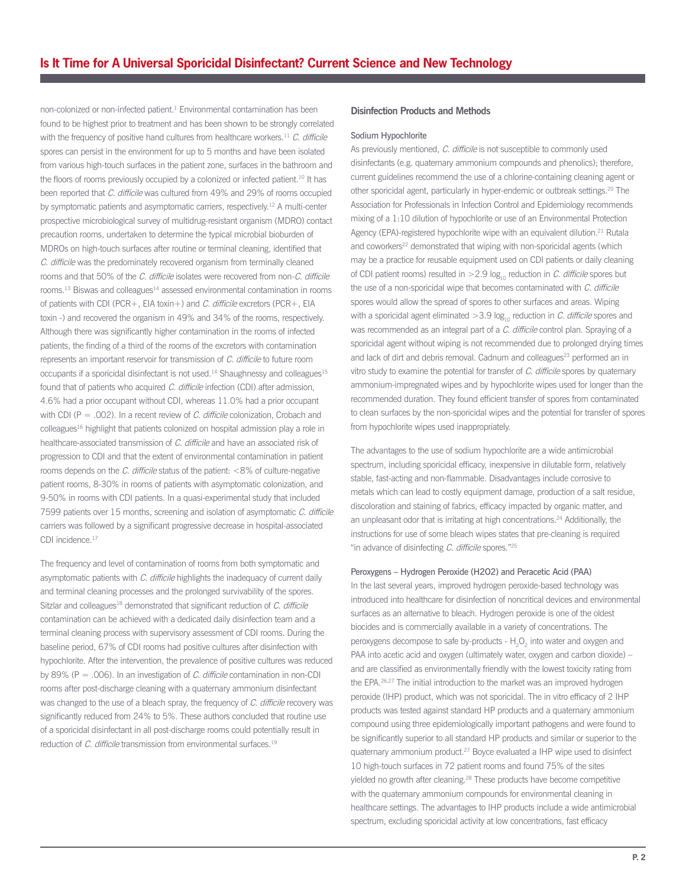non-colonized or non-infected patient.[1] Environmental contamination has been found to be highest prior to treatment and has been shown to be strongly correlated with the frequency of positive hand cultures from healthcare workers.[11] *C. difficile* spores can persist in the environment for up to 5 months and have been isolated from various high-touch surfaces in the patient zone, surfaces in the bathroom and the floors of rooms previously occupied by a colonized or infected patient.[10] It has been reported that *C. difficile* was cultured from 49% and 29% of rooms occupied by symptomatic patients and asymptomatic carriers, respectively.[12] A multi-center prospective microbiological survey of multidrug-resistant organism (MDRO) contact precaution rooms, undertaken to determine the typical microbial bioburden of MDROs on high-touch surfaces after routine or terminal cleaning, identified that *C. difficile* was the predominately recovered organism from terminally cleaned rooms and that 50% of the *C. difficile* isolates were recovered from non-*C. difficile* rooms.[13] Biswas and colleagues[14] assessed environmental contamination in rooms of patients with CDI (PCR+, EIA toxin+) and *C. difficile* excretors (PCR+, EIA toxin -) and recovered the organism in 49% and 34% of the rooms, respectively. Although there was significantly higher contamination in the rooms of infected patients, the finding of a third of the rooms of the excretors with contamination represents an important reservoir for transmission of *C. difficile* to future room occupants if a sporicidal disinfectant is not used.[14] Shaughnessy and colleagues[15] found that of patients who acquired *C. difficile* infection (CDI) after admission, 4.6% had a prior occupant without CDI, whereas 11.0% had a prior occupant with CDI ($P = .002$). In a recent review of *C. difficile* colonization, Crobach and colleagues[16] highlight that patients colonized on hospital admission play a role in healthcare-associated transmission of *C. difficile* and have an associated risk of progression to CDI and that the extent of environmental contamination in patient rooms depends on the *C. difficile* status of the patient: <8% of culture-negative patient rooms, 8-30% in rooms of patients with asymptomatic colonization, and 9-50% in rooms with CDI patients. In a quasi-experimental study that included 7599 patients over 15 months, screening and isolation of asymptomatic *C. difficile* carriers was followed by a significant progressive decrease in hospital-associated CDI incidence.[17]

The frequency and level of contamination of rooms from both symptomatic and asymptomatic patients with *C. difficile* highlights the inadequacy of current daily and terminal cleaning processes and the prolonged survivability of the spores. Sitzlar and colleagues[18] demonstrated that significant reduction of *C. difficile* contamination can be achieved with a dedicated daily disinfection team and a terminal cleaning process with supervisory assessment of CDI rooms. During the baseline period, 67% of CDI rooms had positive cultures after disinfection with hypochlorite. After the intervention, the prevalence of positive cultures was reduced by 89% ($P = .006$). In an investigation of *C. difficile* contamination in non-CDI rooms after post-discharge cleaning with a quaternary ammonium disinfectant was changed to the use of a bleach spray, the frequency of *C. difficile* recovery was significantly reduced from 24% to 5%. These authors concluded that routine use of a sporicidal disinfectant in all post-discharge rooms could potentially result in reduction of *C. difficile* transmission from environmental surfaces.[19]

## Disinfection Products and Methods

### Sodium Hypochlorite

As previously mentioned, *C. difficile* is not susceptible to commonly used disinfectants (e.g. quaternary ammonium compounds and phenolics); therefore, current guidelines recommend the use of a chlorine-containing cleaning agent or other sporicidal agent, particularly in hyper-endemic or outbreak settings.[20] The Association for Professionals in Infection Control and Epidemiology recommends mixing of a 1:10 dilution of hypochlorite or use of an Environmental Protection Agency (EPA)-registered hypochlorite wipe with an equivalent dilution.[21] Rutala and coworkers[22] demonstrated that wiping with non-sporicidal agents (which may be a practice for reusable equipment used on CDI patients or daily cleaning of CDI patient rooms) resulted in $>2.9 \log_{10}$ reduction in *C. difficile* spores but the use of a non-sporicidal wipe that becomes contaminated with *C. difficile* spores would allow the spread of spores to other surfaces and areas. Wiping with a sporicidal agent eliminated $>3.9 \log_{10}$ reduction in *C. difficile* spores and was recommended as an integral part of a *C. difficile* control plan. Spraying of a sporicidal agent without wiping is not recommended due to prolonged drying times and lack of dirt and debris removal. Cadnum and colleagues[23] performed an in vitro study to examine the potential for transfer of *C. difficile* spores by quaternary ammonium-impregnated wipes and by hypochlorite wipes used for longer than the recommended duration. They found efficient transfer of spores from contaminated to clean surfaces by the non-sporicidal wipes and the potential for transfer of spores from hypochlorite wipes used inappropriately.

The advantages to the use of sodium hypochlorite are a wide antimicrobial spectrum, including sporicidal efficacy, inexpensive in dilutable form, relatively stable, fast-acting and non-flammable. Disadvantages include corrosive to metals which can lead to costly equipment damage, production of a salt residue, discoloration and staining of fabrics, efficacy impacted by organic matter, and an unpleasant odor that is irritating at high concentrations.[24] Additionally, the instructions for use of some bleach wipes states that pre-cleaning is required "in advance of disinfecting *C. difficile* spores."[25]

### Peroxygens – Hydrogen Peroxide (H2O2) and Peracetic Acid (PAA)

In the last several years, improved hydrogen peroxide-based technology was introduced into healthcare for disinfection of noncritical devices and environmental surfaces as an alternative to bleach. Hydrogen peroxide is one of the oldest biocides and is commercially available in a variety of concentrations. The peroxygens decompose to safe by-products - $H_2O_2$ into water and oxygen and PAA into acetic acid and oxygen (ultimately water, oxygen and carbon dioxide) – and are classified as environmentally friendly with the lowest toxicity rating from the EPA.[26,27] The initial introduction to the market was an improved hydrogen peroxide (IHP) product, which was not sporicidal. The in vitro efficacy of 2 IHP products was tested against standard HP products and a quaternary ammonium compound using three epidemiologically important pathogens and were found to be significantly superior to all standard HP products and similar or superior to the quaternary ammonium product.[27] Boyce evaluated a IHP wipe used to disinfect 10 high-touch surfaces in 72 patient rooms and found 75% of the sites yielded no growth after cleaning.[28] These products have become competitive with the quaternary ammonium compounds for environmental cleaning in healthcare settings. The advantages to IHP products include a wide antimicrobial spectrum, excluding sporicidal activity at low concentrations, fast efficacy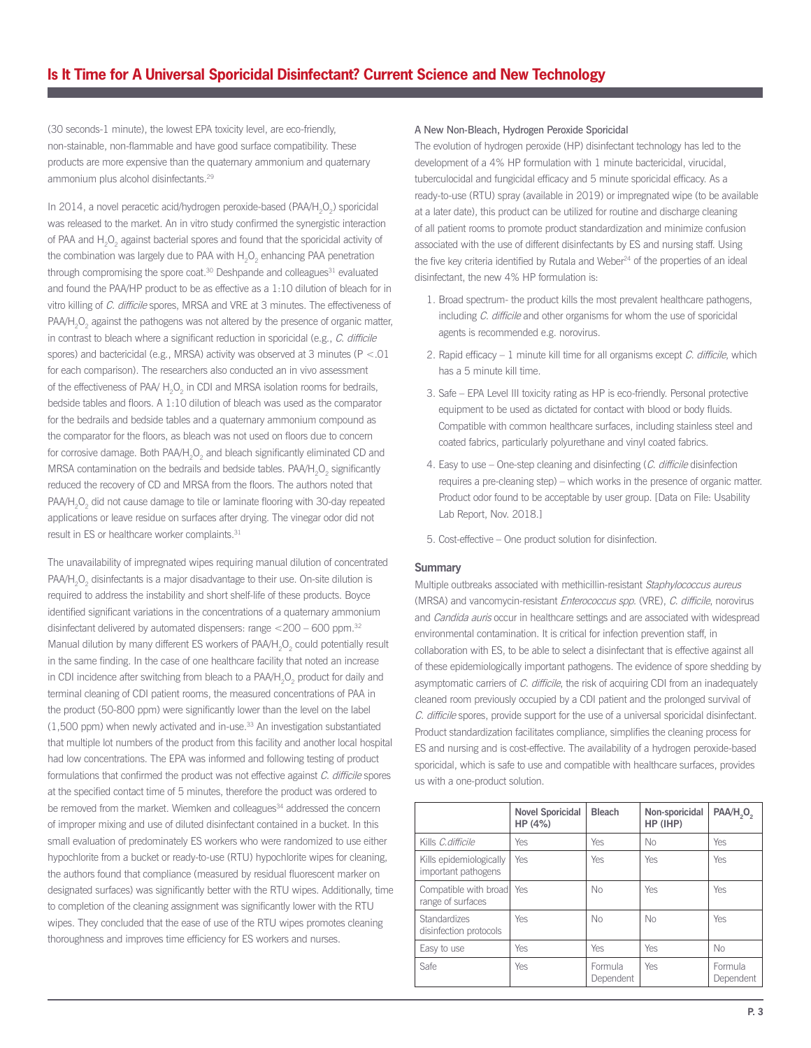(30 seconds-1 minute), the lowest EPA toxicity level, are eco-friendly, non-stainable, non-flammable and have good surface compatibility. These products are more expensive than the quaternary ammonium and quaternary ammonium plus alcohol disinfectants.[29]

In 2014, a novel peracetic acid/hydrogen peroxide-based (PAA/$H_2O_2$) sporicidal was released to the market. An in vitro study confirmed the synergistic interaction of PAA and $H_2O_2$ against bacterial spores and found that the sporicidal activity of the combination was largely due to PAA with $H_2O_2$ enhancing PAA penetration through compromising the spore coat.[30] Deshpande and colleagues[31] evaluated and found the PAA/HP product to be as effective as a 1:10 dilution of bleach for in vitro killing of *C. difficile* spores, MRSA and VRE at 3 minutes. The effectiveness of PAA/$H_2O_2$ against the pathogens was not altered by the presence of organic matter, in contrast to bleach where a significant reduction in sporicidal (e.g., *C. difficile* spores) and bactericidal (e.g., MRSA) activity was observed at 3 minutes ($P < .01$ for each comparison). The researchers also conducted an in vivo assessment of the effectiveness of PAA/ $H_2O_2$ in CDI and MRSA isolation rooms for bedrails, bedside tables and floors. A 1:10 dilution of bleach was used as the comparator for the bedrails and bedside tables and a quaternary ammonium compound as the comparator for the floors, as bleach was not used on floors due to concern for corrosive damage. Both PAA/$H_2O_2$ and bleach significantly eliminated CD and MRSA contamination on the bedrails and bedside tables. PAA/$H_2O_2$ significantly reduced the recovery of CD and MRSA from the floors. The authors noted that PAA/$H_2O_2$ did not cause damage to tile or laminate flooring with 30-day repeated applications or leave residue on surfaces after drying. The vinegar odor did not result in ES or healthcare worker complaints.[31]

The unavailability of impregnated wipes requiring manual dilution of concentrated PAA/$H_2O_2$ disinfectants is a major disadvantage to their use. On-site dilution is required to address the instability and short shelf-life of these products. Boyce identified significant variations in the concentrations of a quaternary ammonium disinfectant delivered by automated dispensers: range <200 – 600 ppm.[32] Manual dilution by many different ES workers of PAA/$H_2O_2$ could potentially result in the same finding. In the case of one healthcare facility that noted an increase in CDI incidence after switching from bleach to a PAA/$H_2O_2$ product for daily and terminal cleaning of CDI patient rooms, the measured concentrations of PAA in the product (50-800 ppm) were significantly lower than the level on the label (1,500 ppm) when newly activated and in-use.[33] An investigation substantiated that multiple lot numbers of the product from this facility and another local hospital had low concentrations. The EPA was informed and following testing of product formulations that confirmed the product was not effective against *C. difficile* spores at the specified contact time of 5 minutes, therefore the product was ordered to be removed from the market. Wiemken and colleagues[34] addressed the concern of improper mixing and use of diluted disinfectant contained in a bucket. In this small evaluation of predominately ES workers who were randomized to use either hypochlorite from a bucket or ready-to-use (RTU) hypochlorite wipes for cleaning, the authors found that compliance (measured by residual fluorescent marker on designated surfaces) was significantly better with the RTU wipes. Additionally, time to completion of the cleaning assignment was significantly lower with the RTU wipes. They concluded that the ease of use of the RTU wipes promotes cleaning thoroughness and improves time efficiency for ES workers and nurses.

A New Non-Bleach, Hydrogen Peroxide Sporicidal

The evolution of hydrogen peroxide (HP) disinfectant technology has led to the development of a 4% HP formulation with 1 minute bactericidal, virucidal, tuberculocidal and fungicidal efficacy and 5 minute sporicidal efficacy. As a ready-to-use (RTU) spray (available in 2019) or impregnated wipe (to be available at a later date), this product can be utilized for routine and discharge cleaning of all patient rooms to promote product standardization and minimize confusion associated with the use of different disinfectants by ES and nursing staff. Using the five key criteria identified by Rutala and Weber[24] of the properties of an ideal disinfectant, the new 4% HP formulation is:

1. Broad spectrum- the product kills the most prevalent healthcare pathogens, including *C. difficile* and other organisms for whom the use of sporicidal agents is recommended e.g. norovirus.
2. Rapid efficacy – 1 minute kill time for all organisms except *C. difficile*, which has a 5 minute kill time.
3. Safe – EPA Level III toxicity rating as HP is eco-friendly. Personal protective equipment to be used as dictated for contact with blood or body fluids. Compatible with common healthcare surfaces, including stainless steel and coated fabrics, particularly polyurethane and vinyl coated fabrics.
4. Easy to use – One-step cleaning and disinfecting (*C. difficile* disinfection requires a pre-cleaning step) – which works in the presence of organic matter. Product odor found to be acceptable by user group. [Data on File: Usability Lab Report, Nov. 2018.]
5. Cost-effective – One product solution for disinfection.

## Summary

Multiple outbreaks associated with methicillin-resistant *Staphylococcus aureus* (MRSA) and vancomycin-resistant *Enterococcus spp.* (VRE), *C. difficile*, norovirus and *Candida auris* occur in healthcare settings and are associated with widespread environmental contamination. It is critical for infection prevention staff, in collaboration with ES, to be able to select a disinfectant that is effective against all of these epidemiologically important pathogens. The evidence of spore shedding by asymptomatic carriers of *C. difficile*, the risk of acquiring CDI from an inadequately cleaned room previously occupied by a CDI patient and the prolonged survival of *C. difficile* spores, provide support for the use of a universal sporicidal disinfectant. Product standardization facilitates compliance, simplifies the cleaning process for ES and nursing and is cost-effective. The availability of a hydrogen peroxide-based sporicidal, which is safe to use and compatible with healthcare surfaces, provides us with a one-product solution.

| | Novel Sporicidal HP (4%) | Bleach | Non-sporicidal HP (IHP) | PAA/$H_2O_2$ |
|---|---|---|---|---|
| Kills *C.difficile* | Yes | Yes | No | Yes |
| Kills epidemiologically important pathogens | Yes | Yes | Yes | Yes |
| Compatible with broad range of surfaces | Yes | No | Yes | Yes |
| Standardizes disinfection protocols | Yes | No | No | Yes |
| Easy to use | Yes | Yes | Yes | No |
| Safe | Yes | Formula Dependent | Yes | Formula Dependent |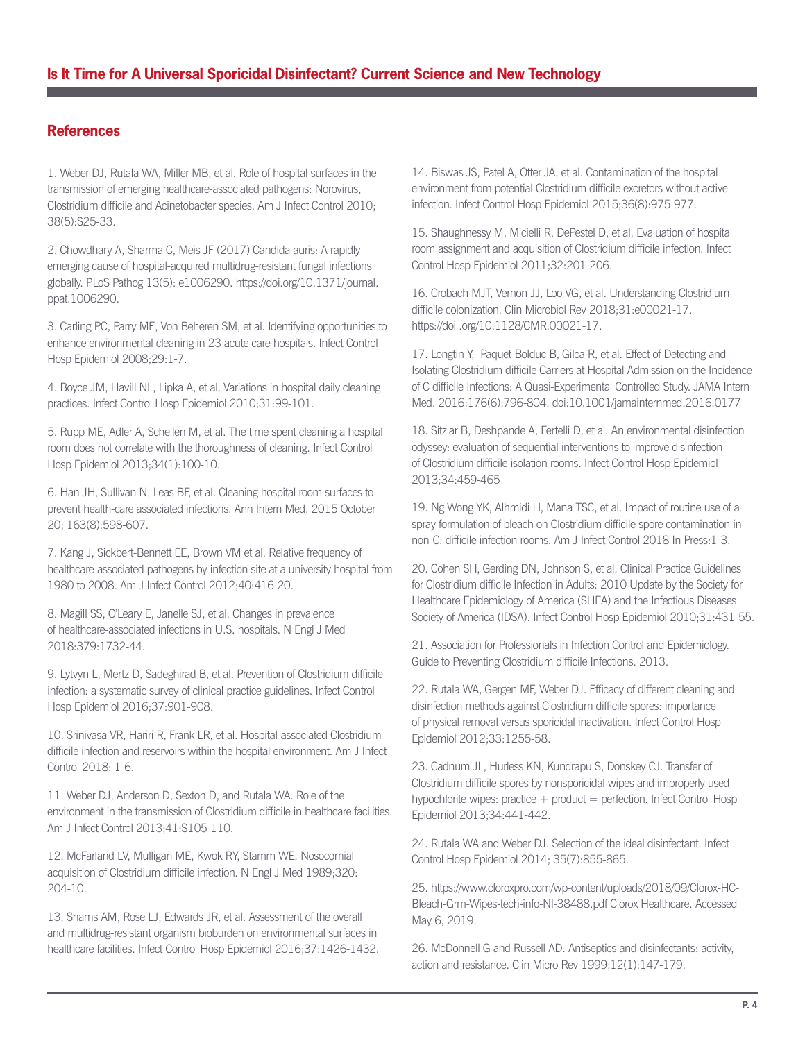## References

1. Weber DJ, Rutala WA, Miller MB, et al. Role of hospital surfaces in the transmission of emerging healthcare-associated pathogens: Norovirus, Clostridium difficile and Acinetobacter species. Am J Infect Control 2010; 38(5):S25-33.

2. Chowdhary A, Sharma C, Meis JF (2017) Candida auris: A rapidly emerging cause of hospital-acquired multidrug-resistant fungal infections globally. PLoS Pathog 13(5): e1006290. https://doi.org/10.1371/journal.ppat.1006290.

3. Carling PC, Parry ME, Von Beheren SM, et al. Identifying opportunities to enhance environmental cleaning in 23 acute care hospitals. Infect Control Hosp Epidemiol 2008;29:1-7.

4. Boyce JM, Havill NL, Lipka A, et al. Variations in hospital daily cleaning practices. Infect Control Hosp Epidemiol 2010;31:99-101.

5. Rupp ME, Adler A, Schellen M, et al. The time spent cleaning a hospital room does not correlate with the thoroughness of cleaning. Infect Control Hosp Epidemiol 2013;34(1):100-10.

6. Han JH, Sullivan N, Leas BF, et al. Cleaning hospital room surfaces to prevent health-care associated infections. Ann Intern Med. 2015 October 20; 163(8):598-607.

7. Kang J, Sickbert-Bennett EE, Brown VM et al. Relative frequency of healthcare-associated pathogens by infection site at a university hospital from 1980 to 2008. Am J Infect Control 2012;40:416-20.

8. Magill SS, O'Leary E, Janelle SJ, et al. Changes in prevalence of healthcare-associated infections in U.S. hospitals. N Engl J Med 2018:379:1732-44.

9. Lytvyn L, Mertz D, Sadeghirad B, et al. Prevention of Clostridium difficile infection: a systematic survey of clinical practice guidelines. Infect Control Hosp Epidemiol 2016;37:901-908.

10. Srinivasa VR, Hariri R, Frank LR, et al. Hospital-associated Clostridium difficile infection and reservoirs within the hospital environment. Am J Infect Control 2018: 1-6.

11. Weber DJ, Anderson D, Sexton D, and Rutala WA. Role of the environment in the transmission of Clostridium difficile in healthcare facilities. Am J Infect Control 2013;41:S105-110.

12. McFarland LV, Mulligan ME, Kwok RY, Stamm WE. Nosocomial acquisition of Clostridium difficile infection. N Engl J Med 1989;320: 204-10.

13. Shams AM, Rose LJ, Edwards JR, et al. Assessment of the overall and multidrug-resistant organism bioburden on environmental surfaces in healthcare facilities. Infect Control Hosp Epidemiol 2016;37:1426-1432.

14. Biswas JS, Patel A, Otter JA, et al. Contamination of the hospital environment from potential Clostridium difficile excretors without active infection. Infect Control Hosp Epidemiol 2015;36(8):975-977.

15. Shaughnessy M, Micielli R, DePestel D, et al. Evaluation of hospital room assignment and acquisition of Clostridium difficile infection. Infect Control Hosp Epidemiol 2011;32:201-206.

16. Crobach MJT, Vernon JJ, Loo VG, et al. Understanding Clostridium difficile colonization. Clin Microbiol Rev 2018;31:e00021-17. https://doi .org/10.1128/CMR.00021-17.

17. Longtin Y, Paquet-Bolduc B, Gilca R, et al. Effect of Detecting and Isolating Clostridium difficile Carriers at Hospital Admission on the Incidence of C difficile Infections: A Quasi-Experimental Controlled Study. JAMA Intern Med. 2016;176(6):796-804. doi:10.1001/jamainternmed.2016.0177

18. Sitzlar B, Deshpande A, Fertelli D, et al. An environmental disinfection odyssey: evaluation of sequential interventions to improve disinfection of Clostridium difficile isolation rooms. Infect Control Hosp Epidemiol 2013;34:459-465

19. Ng Wong YK, Alhmidi H, Mana TSC, et al. Impact of routine use of a spray formulation of bleach on Clostridium difficile spore contamination in non-C. difficile infection rooms. Am J Infect Control 2018 In Press:1-3.

20. Cohen SH, Gerding DN, Johnson S, et al. Clinical Practice Guidelines for Clostridium difficile Infection in Adults: 2010 Update by the Society for Healthcare Epidemiology of America (SHEA) and the Infectious Diseases Society of America (IDSA). Infect Control Hosp Epidemiol 2010;31:431-55.

21. Association for Professionals in Infection Control and Epidemiology. Guide to Preventing Clostridium difficile Infections. 2013.

22. Rutala WA, Gergen MF, Weber DJ. Efficacy of different cleaning and disinfection methods against Clostridium difficile spores: importance of physical removal versus sporicidal inactivation. Infect Control Hosp Epidemiol 2012;33:1255-58.

23. Cadnum JL, Hurless KN, Kundrapu S, Donskey CJ. Transfer of Clostridium difficile spores by nonsporicidal wipes and improperly used hypochlorite wipes: practice + product = perfection. Infect Control Hosp Epidemiol 2013;34:441-442.

24. Rutala WA and Weber DJ. Selection of the ideal disinfectant. Infect Control Hosp Epidemiol 2014; 35(7):855-865.

25. https://www.cloroxpro.com/wp-content/uploads/2018/09/Clorox-HC-Bleach-Grm-Wipes-tech-info-NI-38488.pdf Clorox Healthcare. Accessed May 6, 2019.

26. McDonnell G and Russell AD. Antiseptics and disinfectants: activity, action and resistance. Clin Micro Rev 1999;12(1):147-179.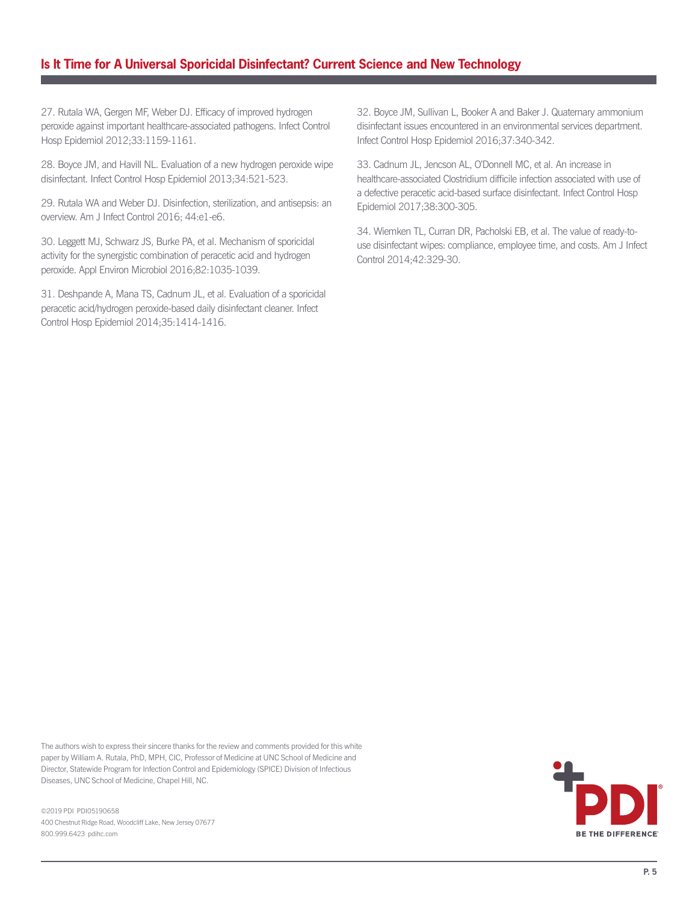27. Rutala WA, Gergen MF, Weber DJ. Efficacy of improved hydrogen peroxide against important healthcare-associated pathogens. Infect Control Hosp Epidemiol 2012;33:1159-1161.

28. Boyce JM, and Havill NL. Evaluation of a new hydrogen peroxide wipe disinfectant. Infect Control Hosp Epidemiol 2013;34:521-523.

29. Rutala WA and Weber DJ. Disinfection, sterilization, and antisepsis: an overview. Am J Infect Control 2016; 44:e1-e6.

30. Leggett MJ, Schwarz JS, Burke PA, et al. Mechanism of sporicidal activity for the synergistic combination of peracetic acid and hydrogen peroxide. Appl Environ Microbiol 2016;82:1035-1039.

31. Deshpande A, Mana TS, Cadnum JL, et al. Evaluation of a sporicidal peracetic acid/hydrogen peroxide-based daily disinfectant cleaner. Infect Control Hosp Epidemiol 2014;35:1414-1416.

32. Boyce JM, Sullivan L, Booker A and Baker J. Quaternary ammonium disinfectant issues encountered in an environmental services department. Infect Control Hosp Epidemiol 2016;37:340-342.

33. Cadnum JL, Jencson AL, O'Donnell MC, et al. An increase in healthcare-associated Clostridium difficile infection associated with use of a defective peracetic acid-based surface disinfectant. Infect Control Hosp Epidemiol 2017;38:300-305.

34. Wiemken TL, Curran DR, Pacholski EB, et al. The value of ready-to-use disinfectant wipes: compliance, employee time, and costs. Am J Infect Control 2014;42:329-30.

The authors wish to express their sincere thanks for the review and comments provided for this white paper by William A. Rutala, PhD, MPH, CIC, Professor of Medicine at UNC School of Medicine and Director, Statewide Program for Infection Control and Epidemiology (SPICE) Division of Infectious Diseases, UNC School of Medicine, Chapel Hill, NC.

©2019 PDI PDI05190658
400 Chestnut Ridge Road, Woodcliff Lake, New Jersey 07677
800.999.6423 pdihc.com

PDI®
BE THE DIFFERENCE